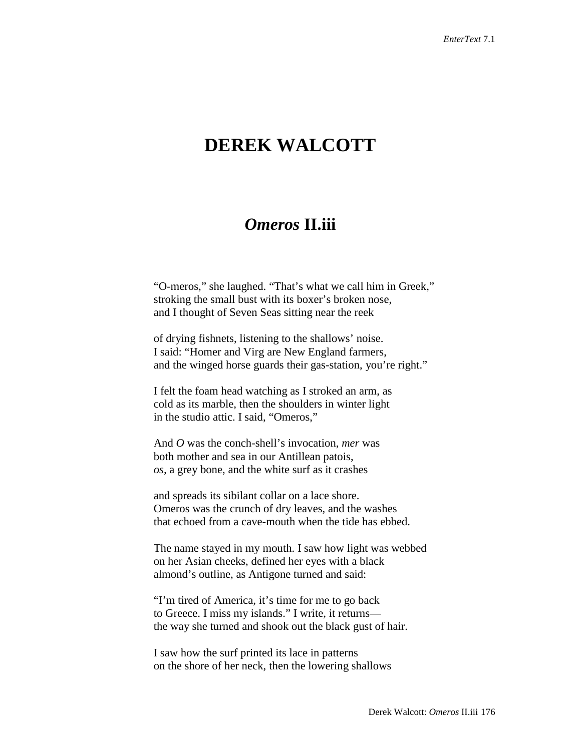# DEREK WALCOTT

## *Omeros* II.iii

"O-meros," she laughed. "That's what we call him in Greek,"
stroking the small bust with its boxer's broken nose,
and I thought of Seven Seas sitting near the reek

of drying fishnets, listening to the shallows' noise.
I said: "Homer and Virg are New England farmers,
and the winged horse guards their gas-station, you're right."

I felt the foam head watching as I stroked an arm, as
cold as its marble, then the shoulders in winter light
in the studio attic. I said, "Omeros,"

And *O* was the conch-shell's invocation, *mer* was
both mother and sea in our Antillean patois,
*os,* a grey bone, and the white surf as it crashes

and spreads its sibilant collar on a lace shore.
Omeros was the crunch of dry leaves, and the washes
that echoed from a cave-mouth when the tide has ebbed.

The name stayed in my mouth. I saw how light was webbed
on her Asian cheeks, defined her eyes with a black
almond's outline, as Antigone turned and said:

"I'm tired of America, it's time for me to go back
to Greece. I miss my islands." I write, it returns—
the way she turned and shook out the black gust of hair.

I saw how the surf printed its lace in patterns
on the shore of her neck, then the lowering shallows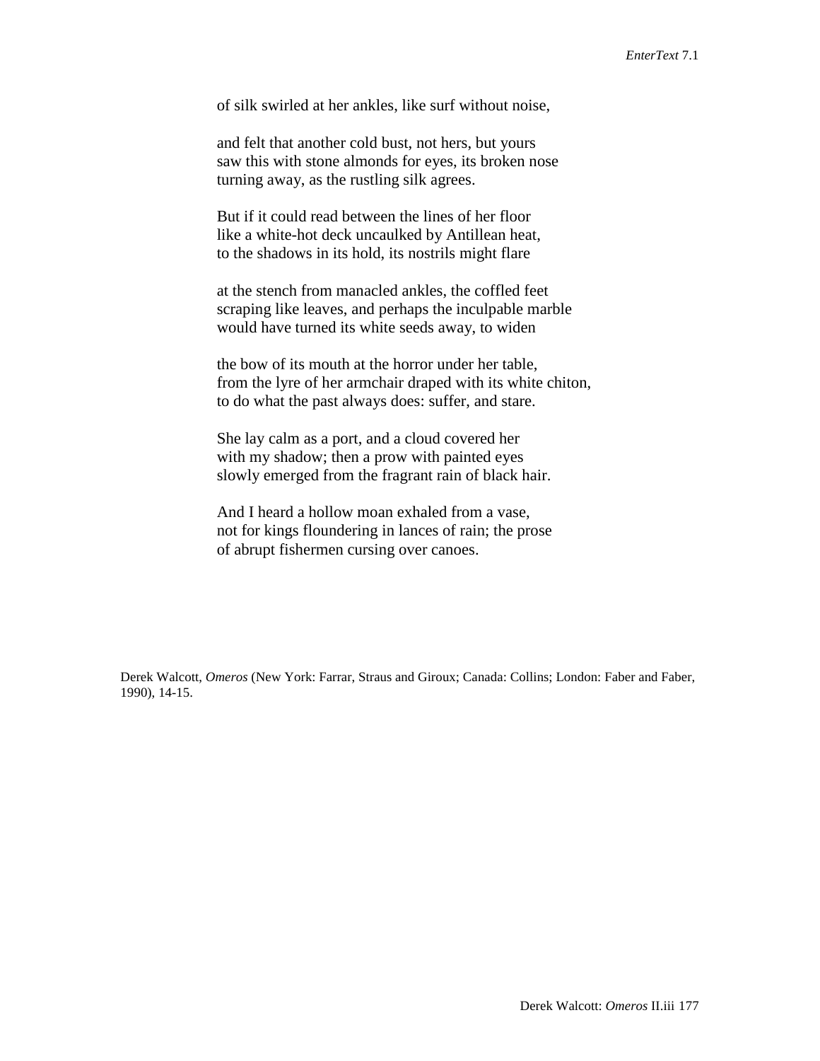of silk swirled at her ankles, like surf without noise,

and felt that another cold bust, not hers, but yours
saw this with stone almonds for eyes, its broken nose
turning away, as the rustling silk agrees.

But if it could read between the lines of her floor
like a white-hot deck uncaulked by Antillean heat,
to the shadows in its hold, its nostrils might flare

at the stench from manacled ankles, the coffled feet
scraping like leaves, and perhaps the inculpable marble
would have turned its white seeds away, to widen

the bow of its mouth at the horror under her table,
from the lyre of her armchair draped with its white chiton,
to do what the past always does: suffer, and stare.

She lay calm as a port, and a cloud covered her
with my shadow; then a prow with painted eyes
slowly emerged from the fragrant rain of black hair.

And I heard a hollow moan exhaled from a vase,
not for kings floundering in lances of rain; the prose
of abrupt fishermen cursing over canoes.

Derek Walcott, *Omeros* (New York: Farrar, Straus and Giroux; Canada: Collins; London: Faber and Faber, 1990), 14-15.